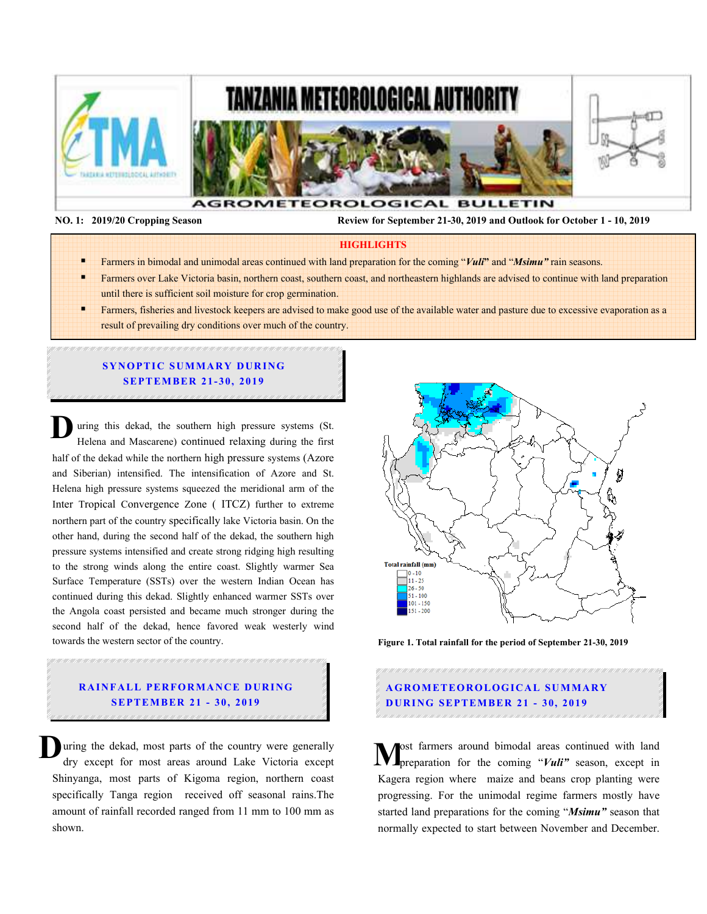# TANZANIA METEOROLOGICAL AUTHORITY

## AGROMETEOROLOGICAL BULLETIN

**NO. 1: 2019/20 Cropping Season** **Review for September 21-30, 2019 and Outlook for October 1 - 10, 2019**

### HIGHLIGHTS

- Farmers in bimodal and unimodal areas continued with land preparation for the coming "***Vuli***" and "***Msimu"*** rain seasons.
- Farmers over Lake Victoria basin, northern coast, southern coast, and northeastern highlands are advised to continue with land preparation until there is sufficient soil moisture for crop germination.
- Farmers, fisheries and livestock keepers are advised to make good use of the available water and pasture due to excessive evaporation as a result of prevailing dry conditions over much of the country.

## SYNOPTIC SUMMARY DURING SEPTEMBER 21-30, 2019

During this dekad, the southern high pressure systems (St. Helena and Mascarene) continued relaxing during the first half of the dekad while the northern high pressure systems (Azore and Siberian) intensified. The intensification of Azore and St. Helena high pressure systems squeezed the meridional arm of the Inter Tropical Convergence Zone ( ITCZ) further to extreme northern part of the country specifically lake Victoria basin. On the other hand, during the second half of the dekad, the southern high pressure systems intensified and create strong ridging high resulting to the strong winds along the entire coast. Slightly warmer Sea Surface Temperature (SSTs) over the western Indian Ocean has continued during this dekad. Slightly enhanced warmer SSTs over the Angola coast persisted and became much stronger during the second half of the dekad, hence favored weak westerly wind towards the western sector of the country.

Total rainfall (mm): 0 - 10; 11 - 25; 26 - 50; 51 - 100; 101 - 150; 151 - 200

**Figure 1. Total rainfall for the period of September 21-30, 2019**

## RAINFALL PERFORMANCE DURING SEPTEMBER 21 - 30, 2019

During the dekad, most parts of the country were generally dry except for most areas around Lake Victoria except Shinyanga, most parts of Kigoma region, northern coast specifically Tanga region received off seasonal rains.The amount of rainfall recorded ranged from 11 mm to 100 mm as shown.

## AGROMETEOROLOGICAL SUMMARY DURING SEPTEMBER 21 - 30, 2019

Most farmers around bimodal areas continued with land preparation for the coming "***Vuli"*** season, except in Kagera region where maize and beans crop planting were progressing. For the unimodal regime farmers mostly have started land preparations for the coming "***Msimu"*** season that normally expected to start between November and December.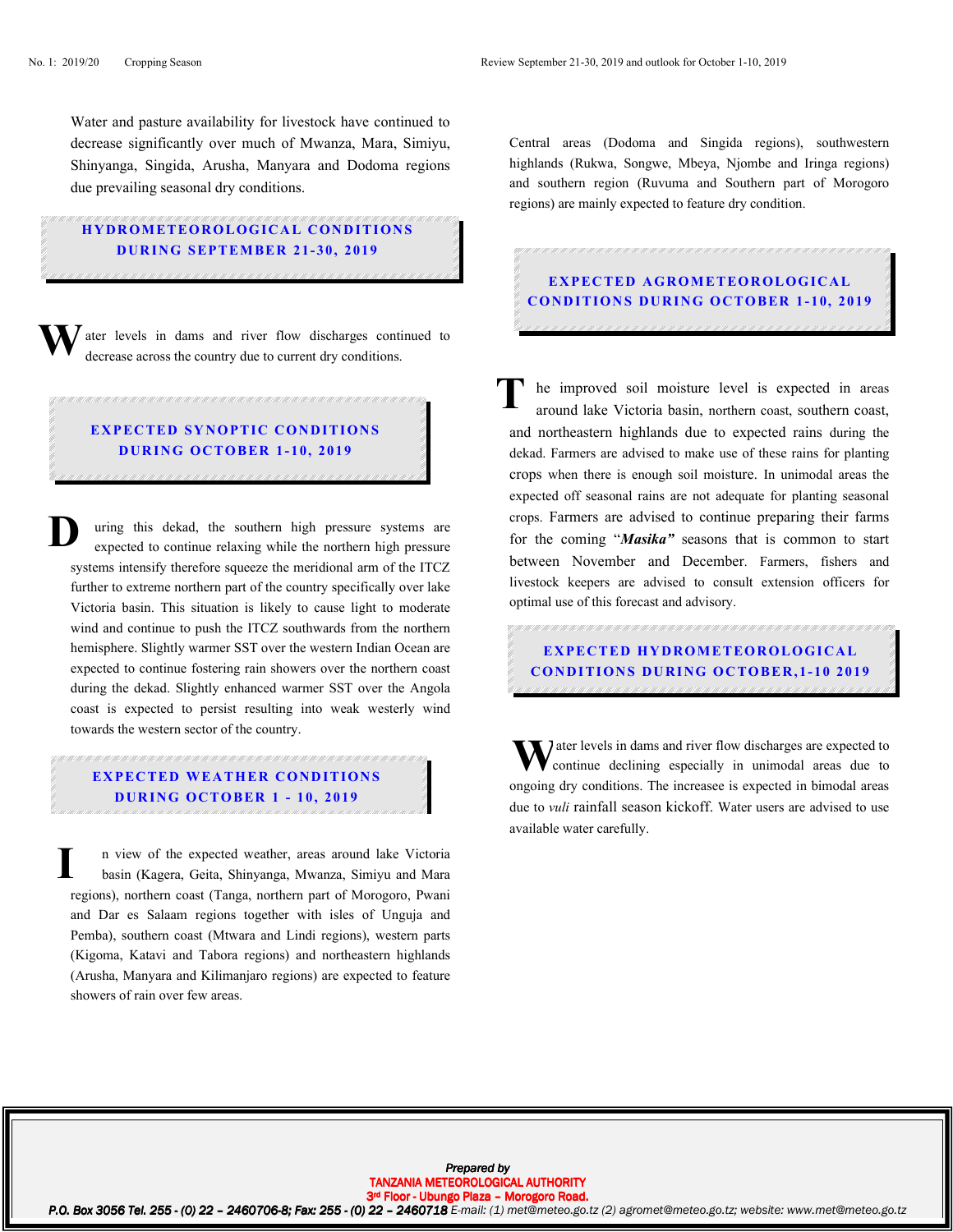Water and pasture availability for livestock have continued to decrease significantly over much of Mwanza, Mara, Simiyu, Shinyanga, Singida, Arusha, Manyara and Dodoma regions due prevailing seasonal dry conditions.

## HYDROMETEOROLOGICAL CONDITIONS DURING SEPTEMBER 21-30, 2019

Water levels in dams and river flow discharges continued to decrease across the country due to current dry conditions.

## EXPECTED SYNOPTIC CONDITIONS DURING OCTOBER 1-10, 2019

During this dekad, the southern high pressure systems are expected to continue relaxing while the northern high pressure systems intensify therefore squeeze the meridional arm of the ITCZ further to extreme northern part of the country specifically over lake Victoria basin. This situation is likely to cause light to moderate wind and continue to push the ITCZ southwards from the northern hemisphere. Slightly warmer SST over the western Indian Ocean are expected to continue fostering rain showers over the northern coast during the dekad. Slightly enhanced warmer SST over the Angola coast is expected to persist resulting into weak westerly wind towards the western sector of the country.

## EXPECTED WEATHER CONDITIONS DURING OCTOBER 1 - 10, 2019

In view of the expected weather, areas around lake Victoria basin (Kagera, Geita, Shinyanga, Mwanza, Simiyu and Mara regions), northern coast (Tanga, northern part of Morogoro, Pwani and Dar es Salaam regions together with isles of Unguja and Pemba), southern coast (Mtwara and Lindi regions), western parts (Kigoma, Katavi and Tabora regions) and northeastern highlands (Arusha, Manyara and Kilimanjaro regions) are expected to feature showers of rain over few areas.

Central areas (Dodoma and Singida regions), southwestern highlands (Rukwa, Songwe, Mbeya, Njombe and Iringa regions) and southern region (Ruvuma and Southern part of Morogoro regions) are mainly expected to feature dry condition.

## EXPECTED AGROMETEOROLOGICAL CONDITIONS DURING OCTOBER 1-10, 2019

The improved soil moisture level is expected in areas around lake Victoria basin, northern coast, southern coast, and northeastern highlands due to expected rains during the dekad. Farmers are advised to make use of these rains for planting crops when there is enough soil moisture. In unimodal areas the expected off seasonal rains are not adequate for planting seasonal crops. Farmers are advised to continue preparing their farms for the coming "***Masika"*** seasons that is common to start between November and December. Farmers, fishers and livestock keepers are advised to consult extension officers for optimal use of this forecast and advisory.

## EXPECTED HYDROMETEOROLOGICAL CONDITIONS DURING OCTOBER,1-10 2019

Water levels in dams and river flow discharges are expected to continue declining especially in unimodal areas due to ongoing dry conditions. The increasee is expected in bimodal areas due to *vuli* rainfall season kickoff. Water users are advised to use available water carefully.

*Prepared by*
**TANZANIA METEOROLOGICAL AUTHORITY**
**3rd Floor - Ubungo Plaza – Morogoro Road.**
*P.O. Box 3056 Tel. 255 - (0) 22 – 2460706-8; Fax: 255 - (0) 22 – 2460718 E-mail: (1) met@meteo.go.tz (2) agromet@meteo.go.tz; website: www.met@meteo.go.tz*